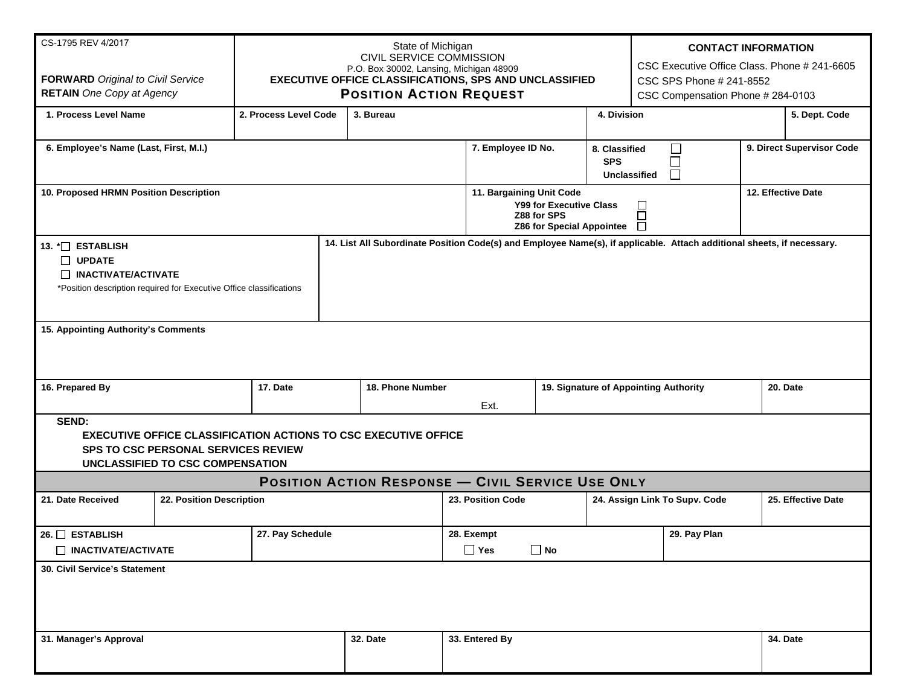CS-1795 REV 4/2017

**FORWARD** *Original to Civil Service*
**RETAIN** *One Copy at Agency*

State of Michigan
CIVIL SERVICE COMMISSION
P.O. Box 30002, Lansing, Michigan 48909

**EXECUTIVE OFFICE CLASSIFICATIONS, SPS AND UNCLASSIFIED**

# POSITION ACTION REQUEST

**CONTACT INFORMATION**
CSC Executive Office Class. Phone # 241-6605
CSC SPS Phone # 241-8552
CSC Compensation Phone # 284-0103

| 1. Process Level Name | 2. Process Level Code | 3. Bureau | 4. Division | 5. Dept. Code |
|---|---|---|---|---|
| | | | | |

| 6. Employee's Name (Last, First, M.I.) | 7. Employee ID No. | 8. Classified ☐ SPS ☐ Unclassified ☐ | 9. Direct Supervisor Code |
|---|---|---|---|
| | | | |

| 10. Proposed HRMN Position Description | 11. Bargaining Unit Code: Y99 for Executive Class ☐ Z88 for SPS ☐ Z86 for Special Appointee ☐ | 12. Effective Date |
|---|---|---|
| | | |

**13.** *☐ **ESTABLISH**
☐ **UPDATE**
☐ **INACTIVATE/ACTIVATE**
*Position description required for Executive Office classifications

**14. List All Subordinate Position Code(s) and Employee Name(s), if applicable. Attach additional sheets, if necessary.**

**15. Appointing Authority's Comments**

| 16. Prepared By | 17. Date | 18. Phone Number | 19. Signature of Appointing Authority | 20. Date |
|---|---|---|---|---|
| | | Ext. | | |

**SEND:**
**EXECUTIVE OFFICE CLASSIFICATION ACTIONS TO CSC EXECUTIVE OFFICE**
**SPS TO CSC PERSONAL SERVICES REVIEW**
**UNCLASSIFIED TO CSC COMPENSATION**

## POSITION ACTION RESPONSE — CIVIL SERVICE USE ONLY

| 21. Date Received | 22. Position Description | 23. Position Code | 24. Assign Link To Supv. Code | 25. Effective Date |
|---|---|---|---|---|
| | | | | |

| 26. ☐ ESTABLISH ☐ INACTIVATE/ACTIVATE | 27. Pay Schedule | 28. Exempt ☐ Yes ☐ No | 29. Pay Plan |
|---|---|---|---|
| | | | |

**30. Civil Service's Statement**

| 31. Manager's Approval | 32. Date | 33. Entered By | 34. Date |
|---|---|---|---|
| | | | |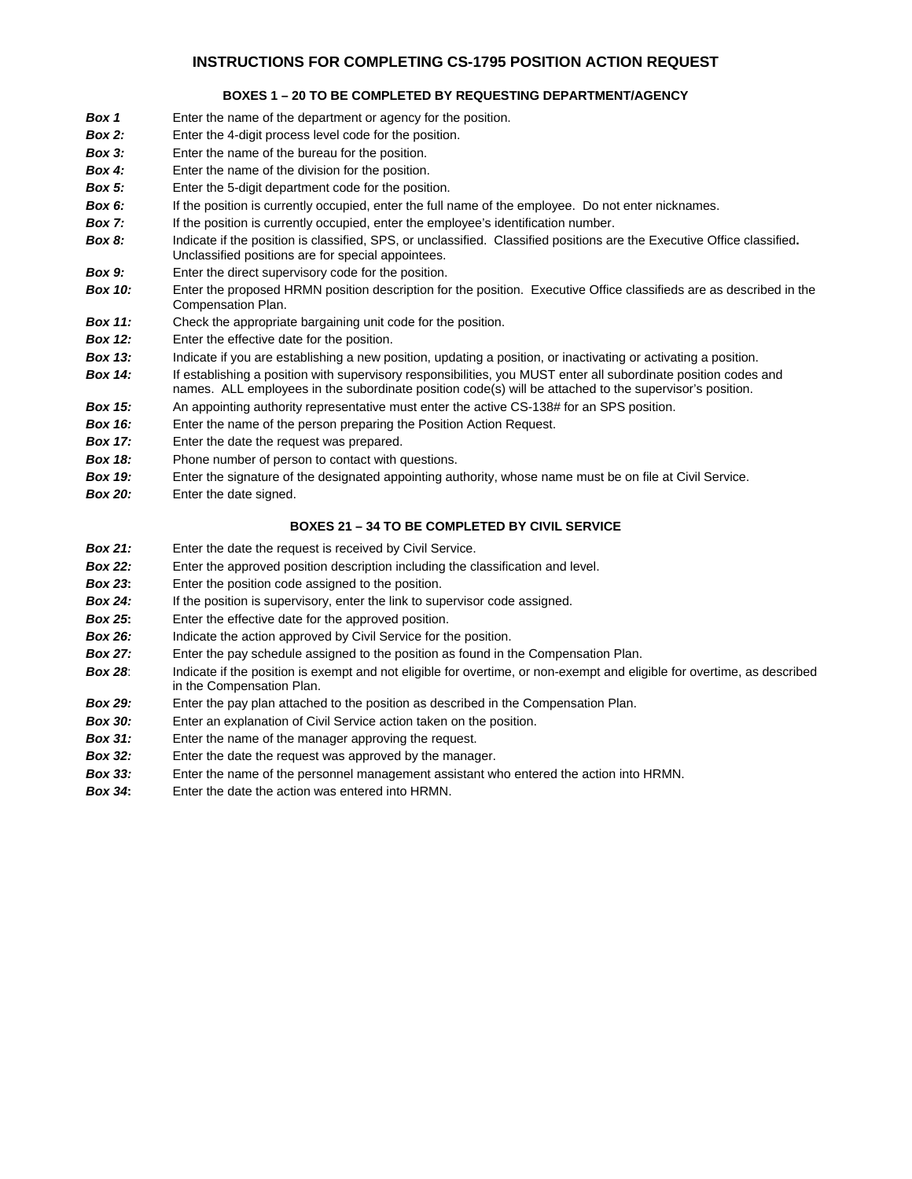# INSTRUCTIONS FOR COMPLETING CS-1795 POSITION ACTION REQUEST

## BOXES 1 – 20 TO BE COMPLETED BY REQUESTING DEPARTMENT/AGENCY

***Box 1*** Enter the name of the department or agency for the position.

***Box 2:*** Enter the 4-digit process level code for the position.

***Box 3:*** Enter the name of the bureau for the position.

***Box 4:*** Enter the name of the division for the position.

***Box 5:*** Enter the 5-digit department code for the position.

***Box 6:*** If the position is currently occupied, enter the full name of the employee. Do not enter nicknames.

***Box 7:*** If the position is currently occupied, enter the employee's identification number.

***Box 8:*** Indicate if the position is classified, SPS, or unclassified. Classified positions are the Executive Office classified**.** Unclassified positions are for special appointees.

***Box 9:*** Enter the direct supervisory code for the position.

***Box 10:*** Enter the proposed HRMN position description for the position. Executive Office classifieds are as described in the Compensation Plan.

***Box 11:*** Check the appropriate bargaining unit code for the position.

***Box 12:*** Enter the effective date for the position.

***Box 13:*** Indicate if you are establishing a new position, updating a position, or inactivating or activating a position.

***Box 14:*** If establishing a position with supervisory responsibilities, you MUST enter all subordinate position codes and names. ALL employees in the subordinate position code(s) will be attached to the supervisor's position.

***Box 15:*** An appointing authority representative must enter the active CS-138# for an SPS position.

***Box 16:*** Enter the name of the person preparing the Position Action Request.

***Box 17:*** Enter the date the request was prepared.

***Box 18:*** Phone number of person to contact with questions.

***Box 19:*** Enter the signature of the designated appointing authority, whose name must be on file at Civil Service.

***Box 20:*** Enter the date signed.

## BOXES 21 – 34 TO BE COMPLETED BY CIVIL SERVICE

***Box 21:*** Enter the date the request is received by Civil Service.

***Box 22:*** Enter the approved position description including the classification and level.

***Box 23*:** Enter the position code assigned to the position.

***Box 24:*** If the position is supervisory, enter the link to supervisor code assigned.

***Box 25*:** Enter the effective date for the approved position.

***Box 26:*** Indicate the action approved by Civil Service for the position.

***Box 27:*** Enter the pay schedule assigned to the position as found in the Compensation Plan.

***Box 28*:** Indicate if the position is exempt and not eligible for overtime, or non-exempt and eligible for overtime, as described in the Compensation Plan.

***Box 29:*** Enter the pay plan attached to the position as described in the Compensation Plan.

***Box 30:*** Enter an explanation of Civil Service action taken on the position.

***Box 31:*** Enter the name of the manager approving the request.

***Box 32:*** Enter the date the request was approved by the manager.

***Box 33:*** Enter the name of the personnel management assistant who entered the action into HRMN.

***Box 34*:** Enter the date the action was entered into HRMN.